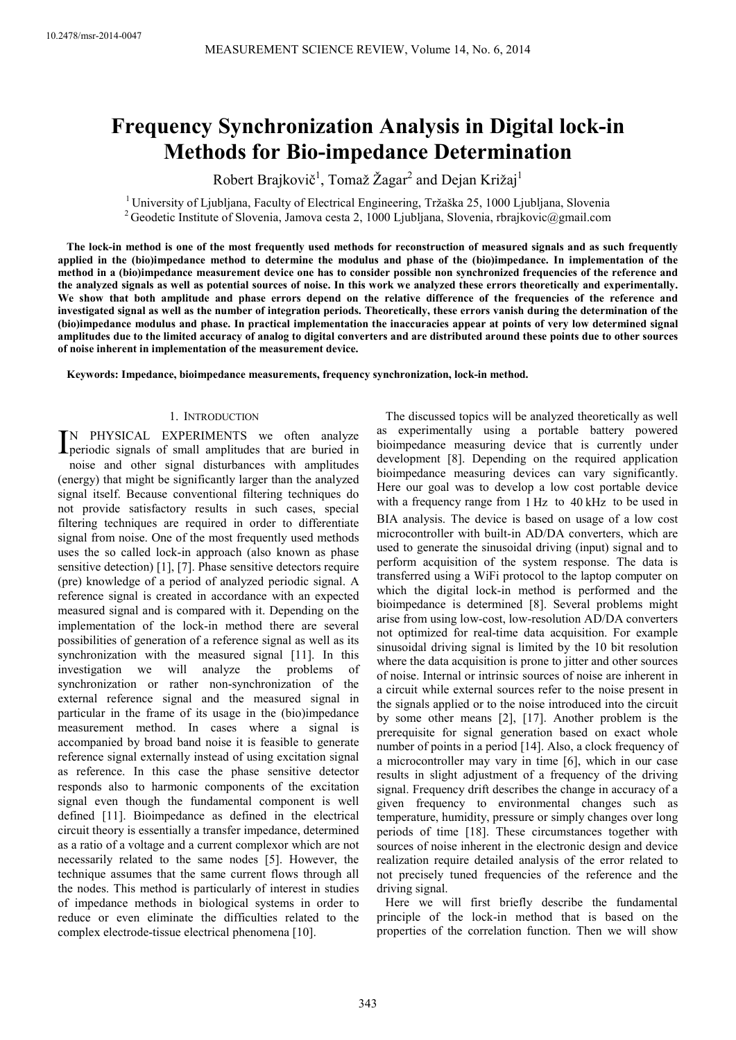# Frequency Synchronization Analysis in Digital lock-in Methods for Bio-impedance Determination

Robert Brajkovič[1], Tomaž Žagar[2] and Dejan Križaj[1]

[1] University of Ljubljana, Faculty of Electrical Engineering, Tržaška 25, 1000 Ljubljana, Slovenia
[2] Geodetic Institute of Slovenia, Jamova cesta 2, 1000 Ljubljana, Slovenia, rbrajkovic@gmail.com

**The lock-in method is one of the most frequently used methods for reconstruction of measured signals and as such frequently applied in the (bio)impedance method to determine the modulus and phase of the (bio)impedance. In implementation of the method in a (bio)impedance measurement device one has to consider possible non synchronized frequencies of the reference and the analyzed signals as well as potential sources of noise. In this work we analyzed these errors theoretically and experimentally. We show that both amplitude and phase errors depend on the relative difference of the frequencies of the reference and investigated signal as well as the number of integration periods. Theoretically, these errors vanish during the determination of the (bio)impedance modulus and phase. In practical implementation the inaccuracies appear at points of very low determined signal amplitudes due to the limited accuracy of analog to digital converters and are distributed around these points due to other sources of noise inherent in implementation of the measurement device.**

**Keywords: Impedance, bioimpedance measurements, frequency synchronization, lock-in method.**

## 1. Introduction

In PHYSICAL EXPERIMENTS we often analyze periodic signals of small amplitudes that are buried in noise and other signal disturbances with amplitudes (energy) that might be significantly larger than the analyzed signal itself. Because conventional filtering techniques do not provide satisfactory results in such cases, special filtering techniques are required in order to differentiate signal from noise. One of the most frequently used methods uses the so called lock-in approach (also known as phase sensitive detection) [1], [7]. Phase sensitive detectors require (pre) knowledge of a period of analyzed periodic signal. A reference signal is created in accordance with an expected measured signal and is compared with it. Depending on the implementation of the lock-in method there are several possibilities of generation of a reference signal as well as its synchronization with the measured signal [11]. In this investigation we will analyze the problems of synchronization or rather non-synchronization of the external reference signal and the measured signal in particular in the frame of its usage in the (bio)impedance measurement method. In cases where a signal is accompanied by broad band noise it is feasible to generate reference signal externally instead of using excitation signal as reference. In this case the phase sensitive detector responds also to harmonic components of the excitation signal even though the fundamental component is well defined [11]. Bioimpedance as defined in the electrical circuit theory is essentially a transfer impedance, determined as a ratio of a voltage and a current complexor which are not necessarily related to the same nodes [5]. However, the technique assumes that the same current flows through all the nodes. This method is particularly of interest in studies of impedance methods in biological systems in order to reduce or even eliminate the difficulties related to the complex electrode-tissue electrical phenomena [10].

The discussed topics will be analyzed theoretically as well as experimentally using a portable battery powered bioimpedance measuring device that is currently under development [8]. Depending on the required application bioimpedance measuring devices can vary significantly. Here our goal was to develop a low cost portable device with a frequency range from $1\,\text{Hz}$ to $40\,\text{kHz}$ to be used in BIA analysis. The device is based on usage of a low cost microcontroller with built-in AD/DA converters, which are used to generate the sinusoidal driving (input) signal and to perform acquisition of the system response. The data is transferred using a WiFi protocol to the laptop computer on which the digital lock-in method is performed and the bioimpedance is determined [8]. Several problems might arise from using low-cost, low-resolution AD/DA converters not optimized for real-time data acquisition. For example sinusoidal driving signal is limited by the 10 bit resolution where the data acquisition is prone to jitter and other sources of noise. Internal or intrinsic sources of noise are inherent in a circuit while external sources refer to the noise present in the signals applied or to the noise introduced into the circuit by some other means [2], [17]. Another problem is the prerequisite for signal generation based on exact whole number of points in a period [14]. Also, a clock frequency of a microcontroller may vary in time [6], which in our case results in slight adjustment of a frequency of the driving signal. Frequency drift describes the change in accuracy of a given frequency to environmental changes such as temperature, humidity, pressure or simply changes over long periods of time [18]. These circumstances together with sources of noise inherent in the electronic design and device realization require detailed analysis of the error related to not precisely tuned frequencies of the reference and the driving signal.

Here we will first briefly describe the fundamental principle of the lock-in method that is based on the properties of the correlation function. Then we will show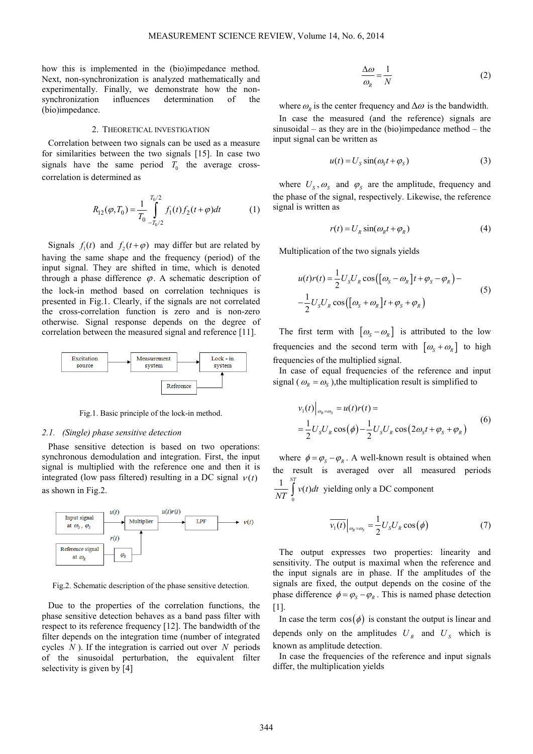how this is implemented in the (bio)impedance method. Next, non-synchronization is analyzed mathematically and experimentally. Finally, we demonstrate how the non-synchronization influences determination of the (bio)impedance.

## 2. Theoretical investigation

Correlation between two signals can be used as a measure for similarities between the two signals [15]. In case two signals have the same period $T_0$ the average cross-correlation is determined as

$$R_{12}(\varphi, T_0) = \frac{1}{T_0} \int_{-T_0/2}^{T_0/2} f_1(t) f_2(t+\varphi) dt \tag{1}$$

Signals $f_1(t)$ and $f_2(t+\varphi)$ may differ but are related by having the same shape and the frequency (period) of the input signal. They are shifted in time, which is denoted through a phase difference $\varphi$. A schematic description of the lock-in method based on correlation techniques is presented in Fig.1. Clearly, if the signals are not correlated the cross-correlation function is zero and is non-zero otherwise. Signal response depends on the degree of correlation between the measured signal and reference [11].

Excitation source → Measurement system → Lock - in system ← Reference

Fig.1. Basic principle of the lock-in method.

### 2.1. (Single) phase sensitive detection

Phase sensitive detection is based on two operations: synchronous demodulation and integration. First, the input signal is multiplied with the reference one and then it is integrated (low pass filtered) resulting in a DC signal $v(t)$ as shown in Fig.2.

Input signal at $\omega_S$, $\varphi_S$ → $u(t)$ → Multiplier → $u(t)r(t)$ → LPF → $v(t)$; Reference signal at $\omega_R$ → $\varphi_R$ → $r(t)$ → Multiplier

Fig.2. Schematic description of the phase sensitive detection.

Due to the properties of the correlation functions, the phase sensitive detection behaves as a band pass filter with respect to its reference frequency [12]. The bandwidth of the filter depends on the integration time (number of integrated cycles $N$). If the integration is carried out over $N$ periods of the sinusoidal perturbation, the equivalent filter selectivity is given by [4]

$$\frac{\Delta\omega}{\omega_R} = \frac{1}{N} \tag{2}$$

where $\omega_R$ is the center frequency and $\Delta\omega$ is the bandwidth.

In case the measured (and the reference) signals are sinusoidal – as they are in the (bio)impedance method – the input signal can be written as

$$u(t) = U_S \sin(\omega_S t + \varphi_S) \tag{3}$$

where $U_S$, $\omega_S$ and $\varphi_S$ are the amplitude, frequency and the phase of the signal, respectively. Likewise, the reference signal is written as

$$r(t) = U_R \sin(\omega_R t + \varphi_R) \tag{4}$$

Multiplication of the two signals yields

$$u(t)r(t) = \frac{1}{2} U_S U_R \cos([\omega_S - \omega_R]t + \varphi_S - \varphi_R) - \\ -\frac{1}{2} U_S U_R \cos([\omega_S + \omega_R]t + \varphi_S + \varphi_R) \tag{5}$$

The first term with $[\omega_S - \omega_R]$ is attributed to the low frequencies and the second term with $[\omega_S + \omega_R]$ to high frequencies of the multiplied signal.

In case of equal frequencies of the reference and input signal ($\omega_R = \omega_S$),the multiplication result is simplified to

$$v_1(t)\big|_{\omega_R=\omega_S} = u(t)r(t) = \\ = \frac{1}{2} U_S U_R \cos(\phi) - \frac{1}{2} U_S U_R \cos(2\omega_S t + \varphi_S + \varphi_R) \tag{6}$$

where $\phi = \varphi_S - \varphi_R$. A well-known result is obtained when the result is averaged over all measured periods $\frac{1}{NT}\int_0^{NT} v(t)dt$ yielding only a DC component

$$\overline{v_1(t)}\big|_{\omega_R=\omega_S} = \frac{1}{2} U_S U_R \cos(\phi) \tag{7}$$

The output expresses two properties: linearity and sensitivity. The output is maximal when the reference and the input signals are in phase. If the amplitudes of the signals are fixed, the output depends on the cosine of the phase difference $\phi = \varphi_S - \varphi_R$. This is named phase detection [1].

In case the term $\cos(\phi)$ is constant the output is linear and depends only on the amplitudes $U_R$ and $U_S$ which is known as amplitude detection.

In case the frequencies of the reference and input signals differ, the multiplication yields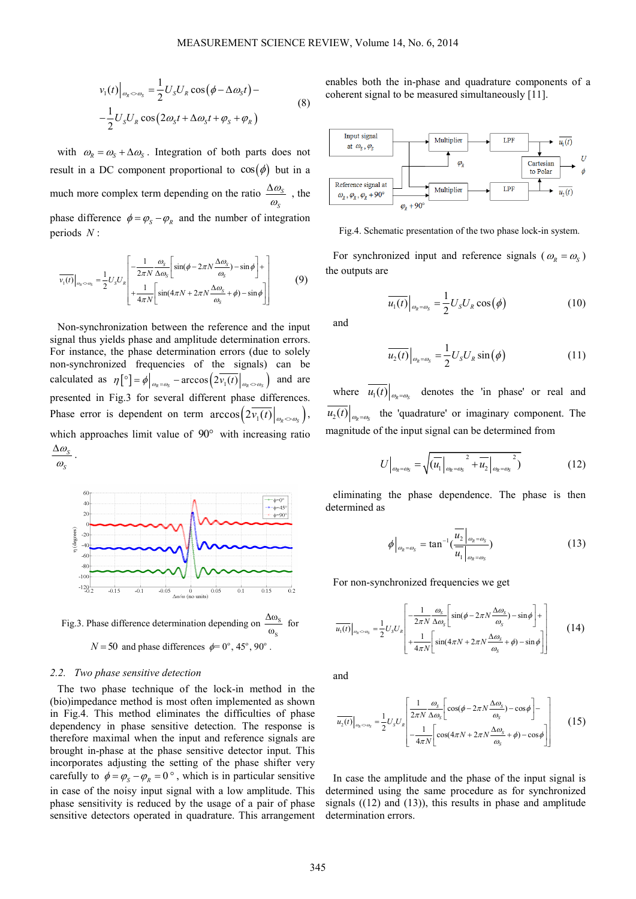$$v_1(t)\Big|_{\omega_R <> \omega_S} = \frac{1}{2} U_S U_R \cos\left(\phi - \Delta\omega_S t\right) - \\ - \frac{1}{2} U_S U_R \cos\left(2\omega_S t + \Delta\omega_S t + \varphi_S + \varphi_R\right) \tag{8}$$

with $\omega_R = \omega_S + \Delta\omega_S$. Integration of both parts does not result in a DC component proportional to $\cos(\phi)$ but in a much more complex term depending on the ratio $\frac{\Delta\omega_S}{\omega_S}$, the phase difference $\phi = \varphi_S - \varphi_R$ and the number of integration periods $N$:

$$\overline{v_1(t)}\Big|_{\omega_R <> \omega_S} = \frac{1}{2} U_S U_R \left[ \begin{aligned} & -\frac{1}{2\pi N} \frac{\omega_S}{\Delta\omega_S} \left[ \sin(\phi - 2\pi N \frac{\Delta\omega_S}{\omega_S}) - \sin\phi \right] + \\ & + \frac{1}{4\pi N} \left[ \sin(4\pi N + 2\pi N \frac{\Delta\omega_S}{\omega_S} + \phi) - \sin\phi \right] \end{aligned} \right] \tag{9}$$

Non-synchronization between the reference and the input signal thus yields phase and amplitude determination errors. For instance, the phase determination errors (due to solely non-synchronized frequencies of the signals) can be calculated as $\eta[°] = \phi\big|_{\omega_R = \omega_S} - \arccos\left(2\overline{v_1(t)}\big|_{\omega_R <> \omega_S}\right)$ and are presented in Fig.3 for several different phase differences. Phase error is dependent on term $\arccos\left(2\overline{v_1(t)}\big|_{\omega_R <> \omega_S}\right)$, which approaches limit value of 90° with increasing ratio $\frac{\Delta\omega_S}{\omega_S}$.

Fig.3. Phase difference determination depending on $\frac{\Delta\omega_S}{\omega_S}$ for $N = 50$ and phase differences $\phi = 0°, 45°, 90°$.

### 2.2. Two phase sensitive detection

The two phase technique of the lock-in method in the (bio)impedance method is most often implemented as shown in Fig.4. This method eliminates the difficulties of phase dependency in phase sensitive detection. The response is therefore maximal when the input and reference signals are brought in-phase at the phase sensitive detector input. This incorporates adjusting the setting of the phase shifter very carefully to $\phi = \varphi_S - \varphi_R = 0°$, which is in particular sensitive in case of the noisy input signal with a low amplitude. This phase sensitivity is reduced by the usage of a pair of phase sensitive detectors operated in quadrature. This arrangement enables both the in-phase and quadrature components of a coherent signal to be measured simultaneously [11].

Fig.4. Schematic presentation of the two phase lock-in system.

For synchronized input and reference signals ($\omega_R = \omega_S$) the outputs are

$$\overline{u_1(t)}\Big|_{\omega_R = \omega_S} = \frac{1}{2} U_S U_R \cos(\phi) \tag{10}$$

and

$$\overline{u_2(t)}\Big|_{\omega_R = \omega_S} = \frac{1}{2} U_S U_R \sin(\phi) \tag{11}$$

where $\overline{u_1(t)}\big|_{\omega_R = \omega_S}$ denotes the 'in phase' or real and $\overline{u_2(t)}\big|_{\omega_R = \omega_S}$ the 'quadrature' or imaginary component. The magnitude of the input signal can be determined from

$$U\Big|_{\omega_R = \omega_S} = \sqrt{\left(\overline{u_1}\Big|_{\omega_R = \omega_S}^{\,2} + \overline{u_2}\Big|_{\omega_R = \omega_S}^{\,2}\right)} \tag{12}$$

eliminating the phase dependence. The phase is then determined as

$$\phi\Big|_{\omega_R = \omega_S} = \tan^{-1}\left(\frac{\overline{u_2}\big|_{\omega_R = \omega_S}}{\overline{u_1}\big|_{\omega_R = \omega_S}}\right) \tag{13}$$

For non-synchronized frequencies we get

$$\overline{u_1(t)}\Big|_{\omega_R <> \omega_S} = \frac{1}{2} U_S U_R \left[ \begin{aligned} & -\frac{1}{2\pi N} \frac{\omega_S}{\Delta\omega_S} \left[ \sin(\phi - 2\pi N \frac{\Delta\omega_S}{\omega_S}) - \sin\phi \right] + \\ & + \frac{1}{4\pi N} \left[ \sin(4\pi N + 2\pi N \frac{\Delta\omega_S}{\omega_S} + \phi) - \sin\phi \right] \end{aligned} \right] \tag{14}$$

and

$$\overline{u_2(t)}\Big|_{\omega_R <> \omega_S} = \frac{1}{2} U_S U_R \left[ \begin{aligned} & \frac{1}{2\pi N} \frac{\omega_S}{\Delta\omega_S} \left[ \cos(\phi - 2\pi N \frac{\Delta\omega_S}{\omega_S}) - \cos\phi \right] - \\ & - \frac{1}{4\pi N} \left[ \cos(4\pi N + 2\pi N \frac{\Delta\omega_S}{\omega_S} + \phi) - \cos\phi \right] \end{aligned} \right] \tag{15}$$

In case the amplitude and the phase of the input signal is determined using the same procedure as for synchronized signals ((12) and (13)), this results in phase and amplitude determination errors.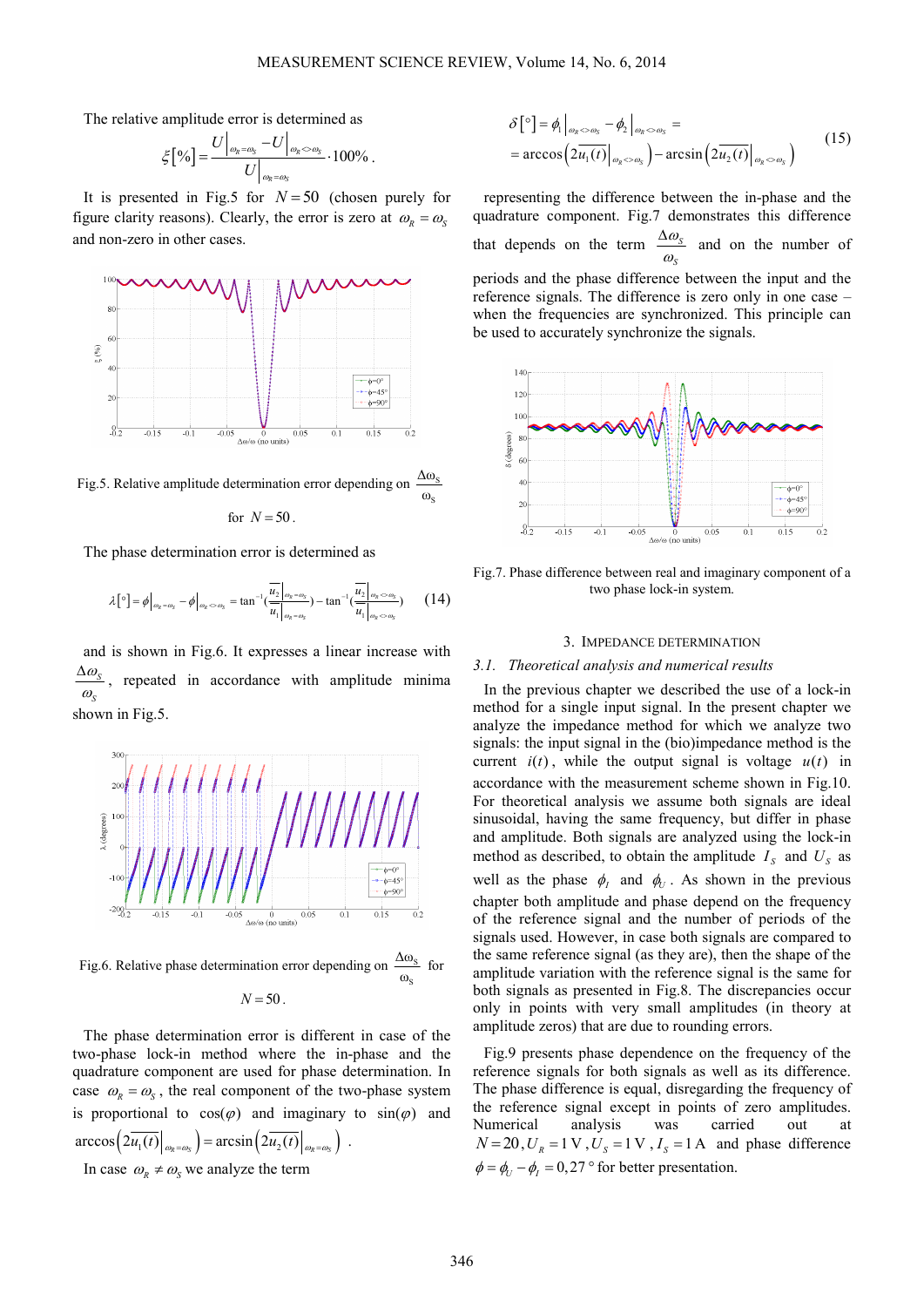The relative amplitude error is determined as

$$\xi[\%] = \frac{U\big|_{\omega_R=\omega_S} - U\big|_{\omega_R<>\omega_S}}{U\big|_{\omega_R=\omega_S}} \cdot 100\% \,.$$

It is presented in Fig.5 for $N = 50$ (chosen purely for figure clarity reasons). Clearly, the error is zero at $\omega_R = \omega_S$ and non-zero in other cases.

Fig.5. Relative amplitude determination error depending on $\frac{\Delta\omega_S}{\omega_S}$ for $N = 50$.

The phase determination error is determined as

$$\lambda[°] = \phi\big|_{\omega_R=\omega_S} - \phi\big|_{\omega_R<>\omega_S} = \tan^{-1}\left(\frac{\overline{u_2}\big|_{\omega_R=\omega_S}}{\overline{u_1}\big|_{\omega_R=\omega_S}}\right) - \tan^{-1}\left(\frac{\overline{u_2}\big|_{\omega_R<>\omega_S}}{\overline{u_1}\big|_{\omega_R<>\omega_S}}\right) \tag{14}$$

and is shown in Fig.6. It expresses a linear increase with $\frac{\Delta\omega_S}{\omega_S}$, repeated in accordance with amplitude minima shown in Fig.5.

Fig.6. Relative phase determination error depending on $\frac{\Delta\omega_S}{\omega_S}$ for $N = 50$.

The phase determination error is different in case of the two-phase lock-in method where the in-phase and the quadrature component are used for phase determination. In case $\omega_R = \omega_S$, the real component of the two-phase system is proportional to $\cos(\varphi)$ and imaginary to $\sin(\varphi)$ and $\arccos\left(2\overline{u_1(t)}\big|_{\omega_R=\omega_S}\right) = \arcsin\left(2\overline{u_2(t)}\big|_{\omega_R=\omega_S}\right)$.

In case $\omega_R \neq \omega_S$ we analyze the term

$$\begin{aligned}\delta[°] &= \phi_1\big|_{\omega_R<>\omega_S} - \phi_2\big|_{\omega_R<>\omega_S} = \\ &= \arccos\left(2\overline{u_1(t)}\big|_{\omega_R<>\omega_S}\right) - \arcsin\left(2\overline{u_2(t)}\big|_{\omega_R<>\omega_S}\right)\end{aligned} \tag{15}$$

representing the difference between the in-phase and the quadrature component. Fig.7 demonstrates this difference that depends on the term $\frac{\Delta\omega_S}{\omega_S}$ and on the number of periods and the phase difference between the input and the reference signals. The difference is zero only in one case – when the frequencies are synchronized. This principle can be used to accurately synchronize the signals.

Fig.7. Phase difference between real and imaginary component of a two phase lock-in system.

## 3. IMPEDANCE DETERMINATION

### 3.1. *Theoretical analysis and numerical results*

In the previous chapter we described the use of a lock-in method for a single input signal. In the present chapter we analyze the impedance method for which we analyze two signals: the input signal in the (bio)impedance method is the current $i(t)$, while the output signal is voltage $u(t)$ in accordance with the measurement scheme shown in Fig.10. For theoretical analysis we assume both signals are ideal sinusoidal, having the same frequency, but differ in phase and amplitude. Both signals are analyzed using the lock-in method as described, to obtain the amplitude $I_S$ and $U_S$ as well as the phase $\phi_I$ and $\phi_U$. As shown in the previous chapter both amplitude and phase depend on the frequency of the reference signal and the number of periods of the signals used. However, in case both signals are compared to the same reference signal (as they are), then the shape of the amplitude variation with the reference signal is the same for both signals as presented in Fig.8. The discrepancies occur only in points with very small amplitudes (in theory at amplitude zeros) that are due to rounding errors.

Fig.9 presents phase dependence on the frequency of the reference signals for both signals as well as its difference. The phase difference is equal, disregarding the frequency of the reference signal except in points of zero amplitudes. Numerical analysis was carried out at $N = 20$, $U_R = 1$ V, $U_S = 1$ V, $I_S = 1$ A and phase difference $\phi = \phi_U - \phi_I = 0{,}27°$ for better presentation.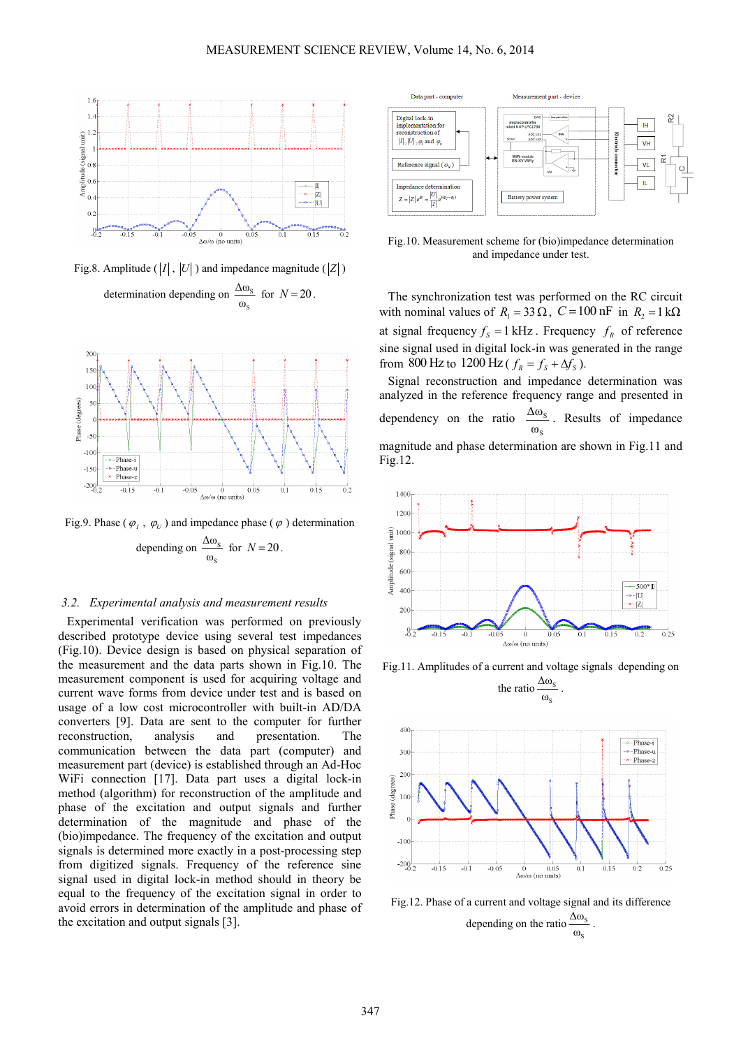Fig.8. Amplitude ($|I|$, $|U|$) and impedance magnitude ($|Z|$) determination depending on $\frac{\Delta\omega_S}{\omega_S}$ for $N = 20$.

Fig.9. Phase ($\varphi_I$, $\varphi_U$) and impedance phase ($\varphi$) determination depending on $\frac{\Delta\omega_S}{\omega_S}$ for $N = 20$.

### 3.2. *Experimental analysis and measurement results*

Experimental verification was performed on previously described prototype device using several test impedances (Fig.10). Device design is based on physical separation of the measurement and the data parts shown in Fig.10. The measurement component is used for acquiring voltage and current wave forms from device under test and is based on usage of a low cost microcontroller with built-in AD/DA converters [9]. Data are sent to the computer for further reconstruction, analysis and presentation. The communication between the data part (computer) and measurement part (device) is established through an Ad-Hoc WiFi connection [17]. Data part uses a digital lock-in method (algorithm) for reconstruction of the amplitude and phase of the excitation and output signals and further determination of the magnitude and phase of the (bio)impedance. The frequency of the excitation and output signals is determined more exactly in a post-processing step from digitized signals. Frequency of the reference sine signal used in digital lock-in method should in theory be equal to the frequency of the excitation signal in order to avoid errors in determination of the amplitude and phase of the excitation and output signals [3].

Fig.10. Measurement scheme for (bio)impedance determination and impedance under test.

The synchronization test was performed on the RC circuit with nominal values of $R_1 = 33\,\Omega$, $C = 100\text{ nF}$ in $R_2 = 1\text{ k}\Omega$ at signal frequency $f_S = 1\text{ kHz}$. Frequency $f_R$ of reference sine signal used in digital lock-in was generated in the range from $800\text{ Hz}$ to $1200\text{ Hz}$ ($f_R = f_S + \Delta f_S$).

Signal reconstruction and impedance determination was analyzed in the reference frequency range and presented in dependency on the ratio $\frac{\Delta\omega_S}{\omega_S}$. Results of impedance magnitude and phase determination are shown in Fig.11 and Fig.12.

Fig.11. Amplitudes of a current and voltage signals depending on the ratio $\frac{\Delta\omega_S}{\omega_S}$.

Fig.12. Phase of a current and voltage signal and its difference depending on the ratio $\frac{\Delta\omega_S}{\omega_S}$.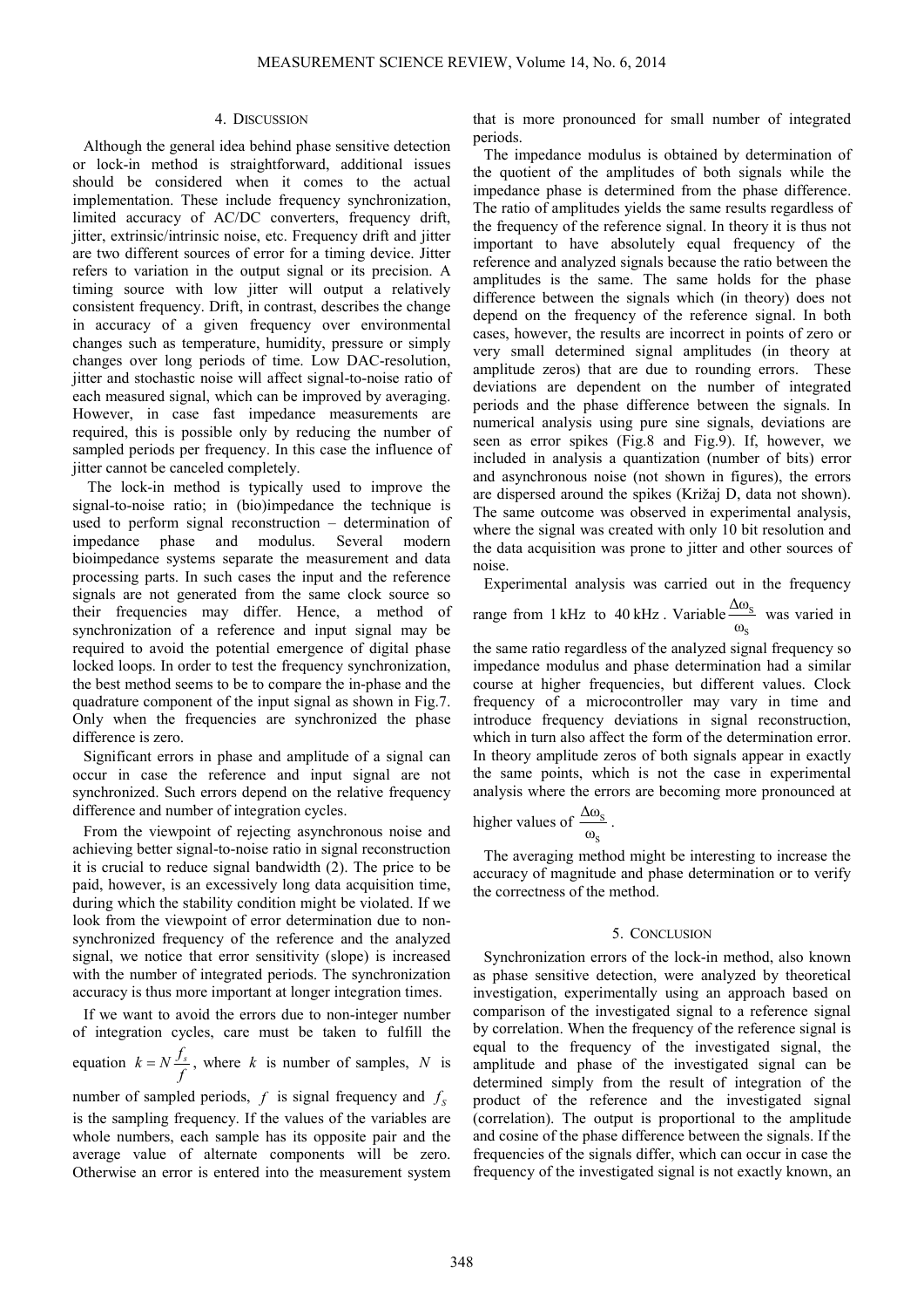## 4. DISCUSSION

Although the general idea behind phase sensitive detection or lock-in method is straightforward, additional issues should be considered when it comes to the actual implementation. These include frequency synchronization, limited accuracy of AC/DC converters, frequency drift, jitter, extrinsic/intrinsic noise, etc. Frequency drift and jitter are two different sources of error for a timing device. Jitter refers to variation in the output signal or its precision. A timing source with low jitter will output a relatively consistent frequency. Drift, in contrast, describes the change in accuracy of a given frequency over environmental changes such as temperature, humidity, pressure or simply changes over long periods of time. Low DAC-resolution, jitter and stochastic noise will affect signal-to-noise ratio of each measured signal, which can be improved by averaging. However, in case fast impedance measurements are required, this is possible only by reducing the number of sampled periods per frequency. In this case the influence of jitter cannot be canceled completely.

The lock-in method is typically used to improve the signal-to-noise ratio; in (bio)impedance the technique is used to perform signal reconstruction – determination of impedance phase and modulus. Several modern bioimpedance systems separate the measurement and data processing parts. In such cases the input and the reference signals are not generated from the same clock source so their frequencies may differ. Hence, a method of synchronization of a reference and input signal may be required to avoid the potential emergence of digital phase locked loops. In order to test the frequency synchronization, the best method seems to be to compare the in-phase and the quadrature component of the input signal as shown in Fig.7. Only when the frequencies are synchronized the phase difference is zero.

Significant errors in phase and amplitude of a signal can occur in case the reference and input signal are not synchronized. Such errors depend on the relative frequency difference and number of integration cycles.

From the viewpoint of rejecting asynchronous noise and achieving better signal-to-noise ratio in signal reconstruction it is crucial to reduce signal bandwidth (2). The price to be paid, however, is an excessively long data acquisition time, during which the stability condition might be violated. If we look from the viewpoint of error determination due to non-synchronized frequency of the reference and the analyzed signal, we notice that error sensitivity (slope) is increased with the number of integrated periods. The synchronization accuracy is thus more important at longer integration times.

If we want to avoid the errors due to non-integer number of integration cycles, care must be taken to fulfill the equation $k = N\frac{f_s}{f}$, where $k$ is number of samples, $N$ is number of sampled periods, $f$ is signal frequency and $f_S$ is the sampling frequency. If the values of the variables are whole numbers, each sample has its opposite pair and the average value of alternate components will be zero. Otherwise an error is entered into the measurement system that is more pronounced for small number of integrated periods.

The impedance modulus is obtained by determination of the quotient of the amplitudes of both signals while the impedance phase is determined from the phase difference. The ratio of amplitudes yields the same results regardless of the frequency of the reference signal. In theory it is thus not important to have absolutely equal frequency of the reference and analyzed signals because the ratio between the amplitudes is the same. The same holds for the phase difference between the signals which (in theory) does not depend on the frequency of the reference signal. In both cases, however, the results are incorrect in points of zero or very small determined signal amplitudes (in theory at amplitude zeros) that are due to rounding errors. These deviations are dependent on the number of integrated periods and the phase difference between the signals. In numerical analysis using pure sine signals, deviations are seen as error spikes (Fig.8 and Fig.9). If, however, we included in analysis a quantization (number of bits) error and asynchronous noise (not shown in figures), the errors are dispersed around the spikes (Križaj D, data not shown). The same outcome was observed in experimental analysis, where the signal was created with only 10 bit resolution and the data acquisition was prone to jitter and other sources of noise.

Experimental analysis was carried out in the frequency range from $1\,\text{kHz}$ to $40\,\text{kHz}$. Variable $\frac{\Delta\omega_S}{\omega_S}$ was varied in the same ratio regardless of the analyzed signal frequency so impedance modulus and phase determination had a similar course at higher frequencies, but different values. Clock frequency of a microcontroller may vary in time and introduce frequency deviations in signal reconstruction, which in turn also affect the form of the determination error. In theory amplitude zeros of both signals appear in exactly the same points, which is not the case in experimental analysis where the errors are becoming more pronounced at higher values of $\frac{\Delta\omega_S}{\omega_S}$.

The averaging method might be interesting to increase the accuracy of magnitude and phase determination or to verify the correctness of the method.

## 5. CONCLUSION

Synchronization errors of the lock-in method, also known as phase sensitive detection, were analyzed by theoretical investigation, experimentally using an approach based on comparison of the investigated signal to a reference signal by correlation. When the frequency of the reference signal is equal to the frequency of the investigated signal, the amplitude and phase of the investigated signal can be determined simply from the result of integration of the product of the reference and the investigated signal (correlation). The output is proportional to the amplitude and cosine of the phase difference between the signals. If the frequencies of the signals differ, which can occur in case the frequency of the investigated signal is not exactly known, an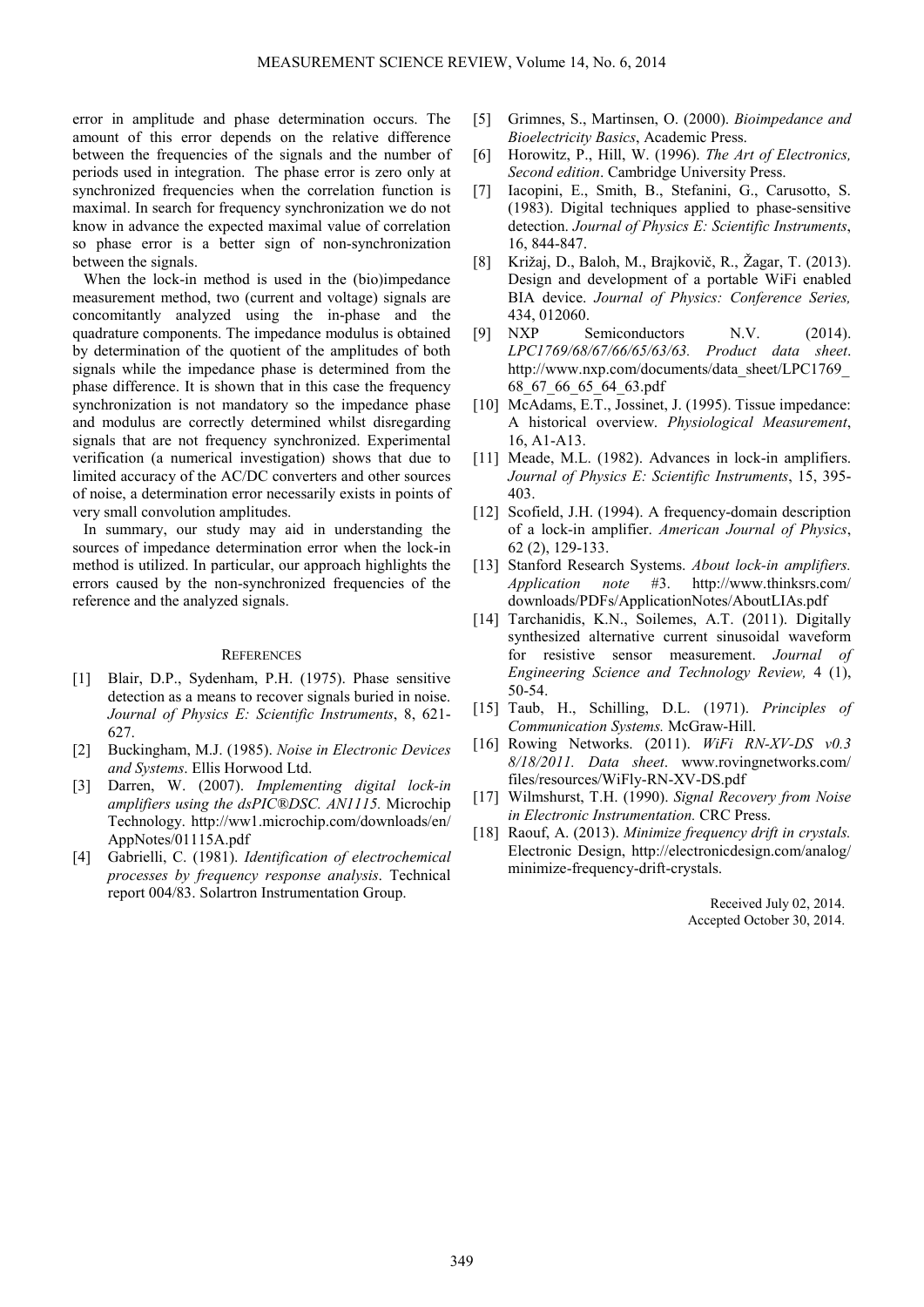error in amplitude and phase determination occurs. The amount of this error depends on the relative difference between the frequencies of the signals and the number of periods used in integration. The phase error is zero only at synchronized frequencies when the correlation function is maximal. In search for frequency synchronization we do not know in advance the expected maximal value of correlation so phase error is a better sign of non-synchronization between the signals.

When the lock-in method is used in the (bio)impedance measurement method, two (current and voltage) signals are concomitantly analyzed using the in-phase and the quadrature components. The impedance modulus is obtained by determination of the quotient of the amplitudes of both signals while the impedance phase is determined from the phase difference. It is shown that in this case the frequency synchronization is not mandatory so the impedance phase and modulus are correctly determined whilst disregarding signals that are not frequency synchronized. Experimental verification (a numerical investigation) shows that due to limited accuracy of the AC/DC converters and other sources of noise, a determination error necessarily exists in points of very small convolution amplitudes.

In summary, our study may aid in understanding the sources of impedance determination error when the lock-in method is utilized. In particular, our approach highlights the errors caused by the non-synchronized frequencies of the reference and the analyzed signals.

## References

[1] Blair, D.P., Sydenham, P.H. (1975). Phase sensitive detection as a means to recover signals buried in noise. *Journal of Physics E: Scientific Instruments*, 8, 621-627.

[2] Buckingham, M.J. (1985). *Noise in Electronic Devices and Systems*. Ellis Horwood Ltd.

[3] Darren, W. (2007). *Implementing digital lock-in amplifiers using the dsPIC®DSC. AN1115.* Microchip Technology. http://ww1.microchip.com/downloads/en/AppNotes/01115A.pdf

[4] Gabrielli, C. (1981). *Identification of electrochemical processes by frequency response analysis*. Technical report 004/83. Solartron Instrumentation Group.

[5] Grimnes, S., Martinsen, O. (2000). *Bioimpedance and Bioelectricity Basics*, Academic Press.

[6] Horowitz, P., Hill, W. (1996). *The Art of Electronics, Second edition*. Cambridge University Press.

[7] Iacopini, E., Smith, B., Stefanini, G., Carusotto, S. (1983). Digital techniques applied to phase-sensitive detection. *Journal of Physics E: Scientific Instruments*, 16, 844-847.

[8] Križaj, D., Baloh, M., Brajkovič, R., Žagar, T. (2013). Design and development of a portable WiFi enabled BIA device. *Journal of Physics: Conference Series,* 434, 012060.

[9] NXP Semiconductors N.V. (2014). *LPC1769/68/67/66/65/63/63. Product data sheet*. http://www.nxp.com/documents/data_sheet/LPC1769_68_67_66_65_64_63.pdf

[10] McAdams, E.T., Jossinet, J. (1995). Tissue impedance: A historical overview. *Physiological Measurement*, 16, A1-A13.

[11] Meade, M.L. (1982). Advances in lock-in amplifiers. *Journal of Physics E: Scientific Instruments*, 15, 395-403.

[12] Scofield, J.H. (1994). A frequency-domain description of a lock-in amplifier. *American Journal of Physics*, 62 (2), 129-133.

[13] Stanford Research Systems. *About lock-in amplifiers. Application note* #3. http://www.thinksrs.com/downloads/PDFs/ApplicationNotes/AboutLIAs.pdf

[14] Tarchanidis, K.N., Soilemes, A.T. (2011). Digitally synthesized alternative current sinusoidal waveform for resistive sensor measurement. *Journal of Engineering Science and Technology Review,* 4 (1), 50-54.

[15] Taub, H., Schilling, D.L. (1971). *Principles of Communication Systems.* McGraw-Hill.

[16] Rowing Networks. (2011). *WiFi RN-XV-DS v0.3 8/18/2011. Data sheet*. www.rovingnetworks.com/files/resources/WiFly-RN-XV-DS.pdf

[17] Wilmshurst, T.H. (1990). *Signal Recovery from Noise in Electronic Instrumentation.* CRC Press.

[18] Raouf, A. (2013). *Minimize frequency drift in crystals.* Electronic Design, http://electronicdesign.com/analog/minimize-frequency-drift-crystals.

Received July 02, 2014.
Accepted October 30, 2014.